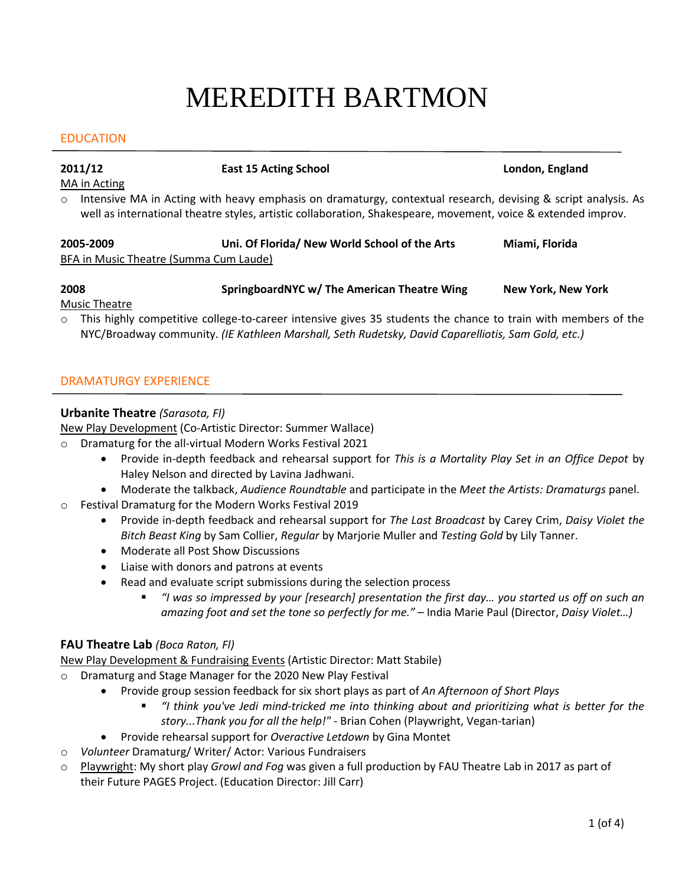# MEREDITH BARTMON

## EDUCATION

**2011/12** **East 15 Acting School** **London, England**
MA in Acting

- Intensive MA in Acting with heavy emphasis on dramaturgy, contextual research, devising & script analysis. As well as international theatre styles, artistic collaboration, Shakespeare, movement, voice & extended improv.

**2005-2009** **Uni. Of Florida/ New World School of the Arts** **Miami, Florida**
BFA in Music Theatre (Summa Cum Laude)

**2008** **SpringboardNYC w/ The American Theatre Wing** **New York, New York**
Music Theatre

- This highly competitive college-to-career intensive gives 35 students the chance to train with members of the NYC/Broadway community. *(IE Kathleen Marshall, Seth Rudetsky, David Caparelliotis, Sam Gold, etc.)*

## DRAMATURGY EXPERIENCE

**Urbanite Theatre** *(Sarasota, Fl)*
New Play Development (Co-Artistic Director: Summer Wallace)

- Dramaturg for the all-virtual Modern Works Festival 2021
  - Provide in-depth feedback and rehearsal support for *This is a Mortality Play Set in an Office Depot* by Haley Nelson and directed by Lavina Jadhwani.
  - Moderate the talkback, *Audience Roundtable* and participate in the *Meet the Artists: Dramaturgs* panel.
- Festival Dramaturg for the Modern Works Festival 2019
  - Provide in-depth feedback and rehearsal support for *The Last Broadcast* by Carey Crim, *Daisy Violet the Bitch Beast King* by Sam Collier, *Regular* by Marjorie Muller and *Testing Gold* by Lily Tanner.
  - Moderate all Post Show Discussions
  - Liaise with donors and patrons at events
  - Read and evaluate script submissions during the selection process
    - *"I was so impressed by your [research] presentation the first day… you started us off on such an amazing foot and set the tone so perfectly for me."* – India Marie Paul (Director, *Daisy Violet…)*

**FAU Theatre Lab** *(Boca Raton, Fl)*
New Play Development & Fundraising Events (Artistic Director: Matt Stabile)

- Dramaturg and Stage Manager for the 2020 New Play Festival
  - Provide group session feedback for six short plays as part of *An Afternoon of Short Plays*
    - *"I think you've Jedi mind-tricked me into thinking about and prioritizing what is better for the story...Thank you for all the help!"* - Brian Cohen (Playwright, Vegan-tarian)
  - Provide rehearsal support for *Overactive Letdown* by Gina Montet
- *Volunteer* Dramaturg/ Writer/ Actor: Various Fundraisers
- Playwright: My short play *Growl and Fog* was given a full production by FAU Theatre Lab in 2017 as part of their Future PAGES Project. (Education Director: Jill Carr)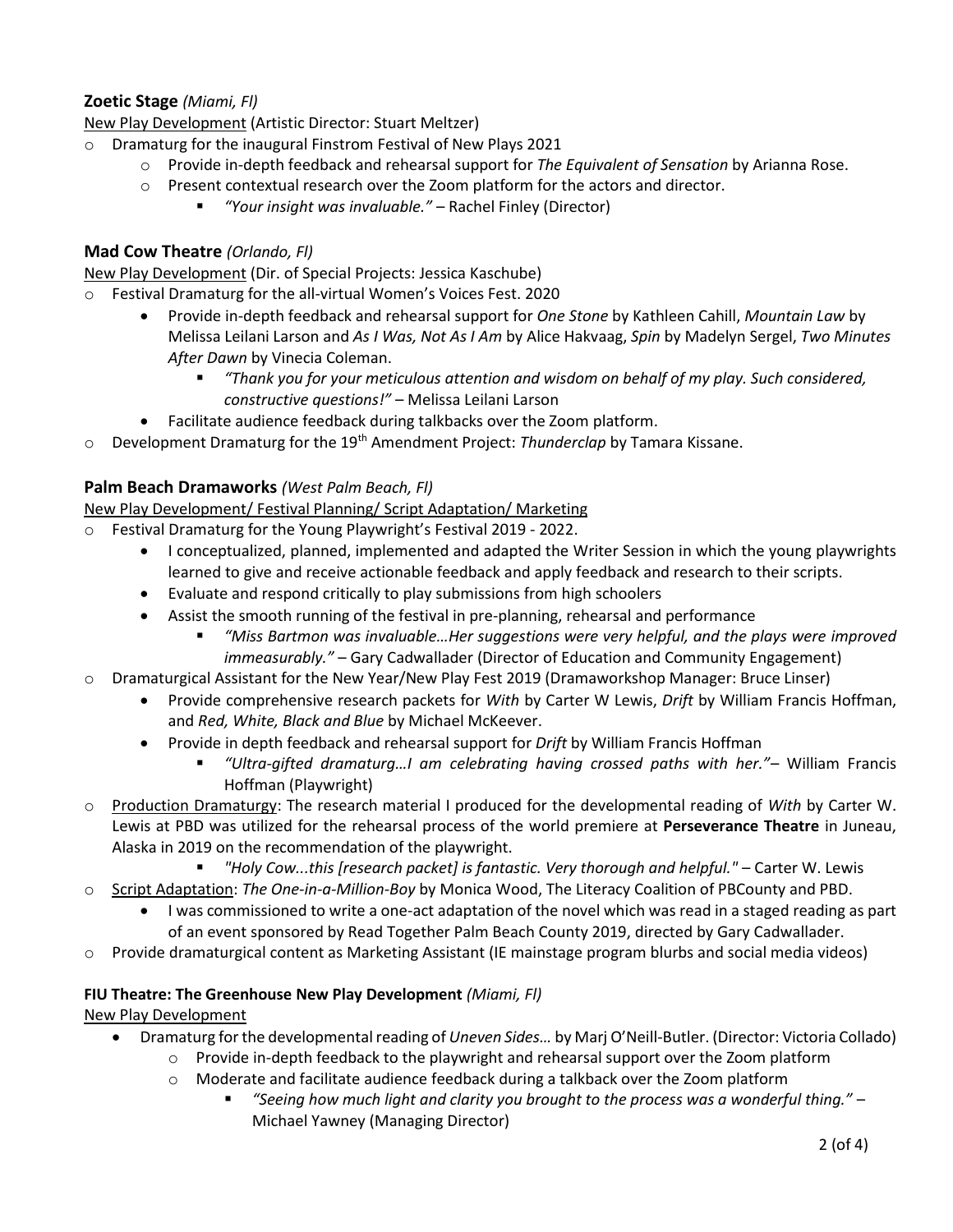**Zoetic Stage** *(Miami, Fl)*

New Play Development (Artistic Director: Stuart Meltzer)

- Dramaturg for the inaugural Finstrom Festival of New Plays 2021
  - Provide in-depth feedback and rehearsal support for *The Equivalent of Sensation* by Arianna Rose.
  - Present contextual research over the Zoom platform for the actors and director.
    - *"Your insight was invaluable."* – Rachel Finley (Director)

**Mad Cow Theatre** *(Orlando, Fl)*

New Play Development (Dir. of Special Projects: Jessica Kaschube)

- Festival Dramaturg for the all-virtual Women's Voices Fest. 2020
  - Provide in-depth feedback and rehearsal support for *One Stone* by Kathleen Cahill, *Mountain Law* by Melissa Leilani Larson and *As I Was, Not As I Am* by Alice Hakvaag, *Spin* by Madelyn Sergel, *Two Minutes After Dawn* by Vinecia Coleman.
    - *"Thank you for your meticulous attention and wisdom on behalf of my play. Such considered, constructive questions!"* – Melissa Leilani Larson
  - Facilitate audience feedback during talkbacks over the Zoom platform.
- Development Dramaturg for the 19th Amendment Project: *Thunderclap* by Tamara Kissane.

**Palm Beach Dramaworks** *(West Palm Beach, Fl)*

New Play Development/ Festival Planning/ Script Adaptation/ Marketing

- Festival Dramaturg for the Young Playwright's Festival 2019 - 2022.
  - I conceptualized, planned, implemented and adapted the Writer Session in which the young playwrights learned to give and receive actionable feedback and apply feedback and research to their scripts.
  - Evaluate and respond critically to play submissions from high schoolers
  - Assist the smooth running of the festival in pre-planning, rehearsal and performance
    - *"Miss Bartmon was invaluable…Her suggestions were very helpful, and the plays were improved immeasurably."* – Gary Cadwallader (Director of Education and Community Engagement)
- Dramaturgical Assistant for the New Year/New Play Fest 2019 (Dramaworkshop Manager: Bruce Linser)
  - Provide comprehensive research packets for *With* by Carter W Lewis, *Drift* by William Francis Hoffman, and *Red, White, Black and Blue* by Michael McKeever.
  - Provide in depth feedback and rehearsal support for *Drift* by William Francis Hoffman
    - *"Ultra-gifted dramaturg…I am celebrating having crossed paths with her."*– William Francis Hoffman (Playwright)
- Production Dramaturgy: The research material I produced for the developmental reading of *With* by Carter W. Lewis at PBD was utilized for the rehearsal process of the world premiere at **Perseverance Theatre** in Juneau, Alaska in 2019 on the recommendation of the playwright.
  - *"Holy Cow...this [research packet] is fantastic. Very thorough and helpful."* – Carter W. Lewis
- Script Adaptation: *The One-in-a-Million-Boy* by Monica Wood, The Literacy Coalition of PBCounty and PBD.
  - I was commissioned to write a one-act adaptation of the novel which was read in a staged reading as part of an event sponsored by Read Together Palm Beach County 2019, directed by Gary Cadwallader.
- Provide dramaturgical content as Marketing Assistant (IE mainstage program blurbs and social media videos)

**FIU Theatre: The Greenhouse New Play Development** *(Miami, Fl)*

New Play Development

- Dramaturg for the developmental reading of *Uneven Sides…* by Marj O'Neill-Butler. (Director: Victoria Collado)
  - Provide in-depth feedback to the playwright and rehearsal support over the Zoom platform
  - Moderate and facilitate audience feedback during a talkback over the Zoom platform
    - *"Seeing how much light and clarity you brought to the process was a wonderful thing."* – Michael Yawney (Managing Director)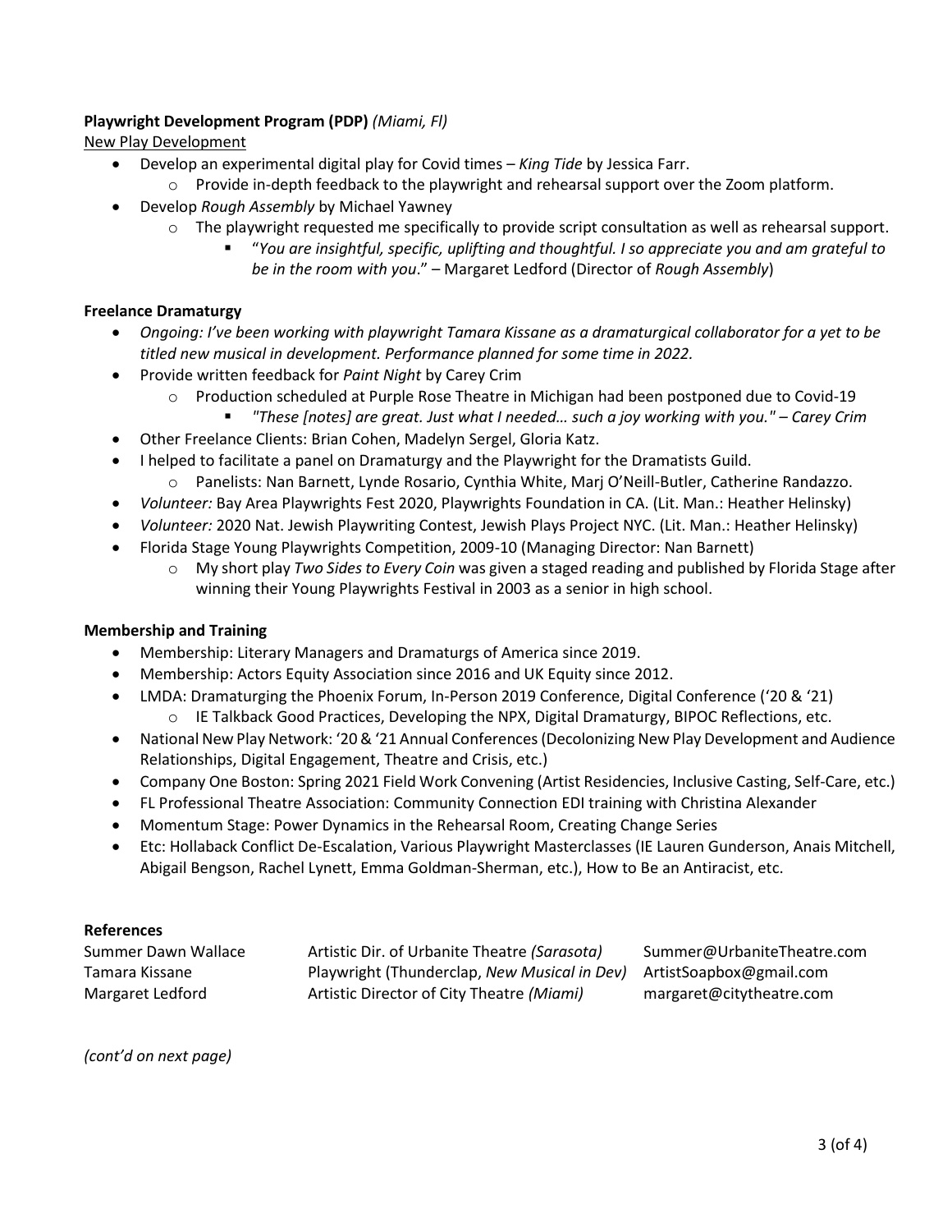**Playwright Development Program (PDP)** *(Miami, Fl)*

New Play Development

- Develop an experimental digital play for Covid times – *King Tide* by Jessica Farr.
  - Provide in-depth feedback to the playwright and rehearsal support over the Zoom platform.
- Develop *Rough Assembly* by Michael Yawney
  - The playwright requested me specifically to provide script consultation as well as rehearsal support.
    - "*You are insightful, specific, uplifting and thoughtful. I so appreciate you and am grateful to be in the room with you*." – Margaret Ledford (Director of *Rough Assembly*)

**Freelance Dramaturgy**

- *Ongoing: I've been working with playwright Tamara Kissane as a dramaturgical collaborator for a yet to be titled new musical in development. Performance planned for some time in 2022.*
- Provide written feedback for *Paint Night* by Carey Crim
  - Production scheduled at Purple Rose Theatre in Michigan had been postponed due to Covid-19
    - *"These [notes] are great. Just what I needed… such a joy working with you." – Carey Crim*
- Other Freelance Clients: Brian Cohen, Madelyn Sergel, Gloria Katz.
- I helped to facilitate a panel on Dramaturgy and the Playwright for the Dramatists Guild.
  - Panelists: Nan Barnett, Lynde Rosario, Cynthia White, Marj O'Neill-Butler, Catherine Randazzo.
- *Volunteer:* Bay Area Playwrights Fest 2020, Playwrights Foundation in CA. (Lit. Man.: Heather Helinsky)
- *Volunteer:* 2020 Nat. Jewish Playwriting Contest, Jewish Plays Project NYC. (Lit. Man.: Heather Helinsky)
- Florida Stage Young Playwrights Competition, 2009-10 (Managing Director: Nan Barnett)
  - My short play *Two Sides to Every Coin* was given a staged reading and published by Florida Stage after winning their Young Playwrights Festival in 2003 as a senior in high school.

**Membership and Training**

- Membership: Literary Managers and Dramaturgs of America since 2019.
- Membership: Actors Equity Association since 2016 and UK Equity since 2012.
- LMDA: Dramaturging the Phoenix Forum, In-Person 2019 Conference, Digital Conference ('20 & '21)
  - IE Talkback Good Practices, Developing the NPX, Digital Dramaturgy, BIPOC Reflections, etc.
- National New Play Network: '20 & '21 Annual Conferences (Decolonizing New Play Development and Audience Relationships, Digital Engagement, Theatre and Crisis, etc.)
- Company One Boston: Spring 2021 Field Work Convening (Artist Residencies, Inclusive Casting, Self-Care, etc.)
- FL Professional Theatre Association: Community Connection EDI training with Christina Alexander
- Momentum Stage: Power Dynamics in the Rehearsal Room, Creating Change Series
- Etc: Hollaback Conflict De-Escalation, Various Playwright Masterclasses (IE Lauren Gunderson, Anais Mitchell, Abigail Bengson, Rachel Lynett, Emma Goldman-Sherman, etc.), How to Be an Antiracist, etc.

**References**

| | | |
|---|---|---|
| Summer Dawn Wallace | Artistic Dir. of Urbanite Theatre *(Sarasota)* | Summer@UrbaniteTheatre.com |
| Tamara Kissane | Playwright (Thunderclap, *New Musical in Dev)* | ArtistSoapbox@gmail.com |
| Margaret Ledford | Artistic Director of City Theatre *(Miami)* | margaret@citytheatre.com |

*(cont'd on next page)*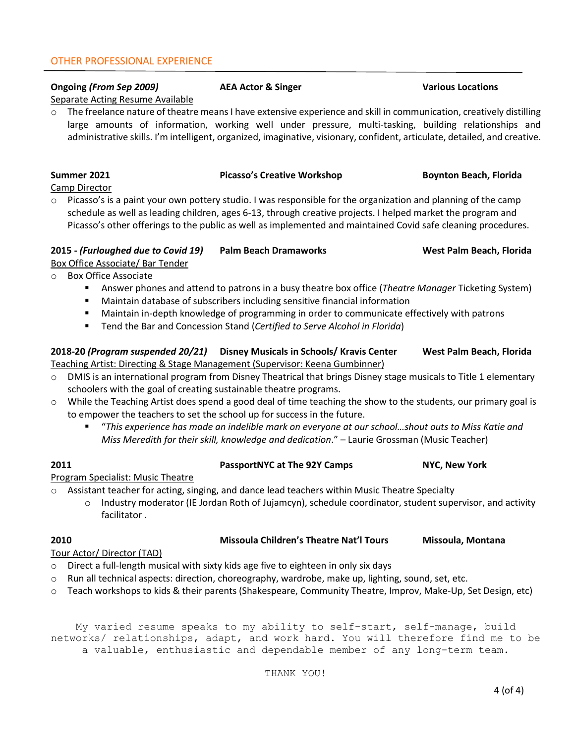## OTHER PROFESSIONAL EXPERIENCE

**Ongoing *(From Sep 2009)*** **AEA Actor & Singer** **Various Locations**
Separate Acting Resume Available

- The freelance nature of theatre means I have extensive experience and skill in communication, creatively distilling large amounts of information, working well under pressure, multi-tasking, building relationships and administrative skills. I'm intelligent, organized, imaginative, visionary, confident, articulate, detailed, and creative.

**Summer 2021** **Picasso's Creative Workshop** **Boynton Beach, Florida**
Camp Director

- Picasso's is a paint your own pottery studio. I was responsible for the organization and planning of the camp schedule as well as leading children, ages 6-13, through creative projects. I helped market the program and Picasso's other offerings to the public as well as implemented and maintained Covid safe cleaning procedures.

**2015 - *(Furloughed due to Covid 19)*** **Palm Beach Dramaworks** **West Palm Beach, Florida**
Box Office Associate/ Bar Tender

- Box Office Associate
  - Answer phones and attend to patrons in a busy theatre box office (*Theatre Manager* Ticketing System)
  - Maintain database of subscribers including sensitive financial information
  - Maintain in-depth knowledge of programming in order to communicate effectively with patrons
  - Tend the Bar and Concession Stand (*Certified to Serve Alcohol in Florida*)

**2018-20 *(Program suspended 20/21)*** **Disney Musicals in Schools/ Kravis Center** **West Palm Beach, Florida**
Teaching Artist: Directing & Stage Management (Supervisor: Keena Gumbinner)

- DMIS is an international program from Disney Theatrical that brings Disney stage musicals to Title 1 elementary schoolers with the goal of creating sustainable theatre programs.
- While the Teaching Artist does spend a good deal of time teaching the show to the students, our primary goal is to empower the teachers to set the school up for success in the future.
  - "*This experience has made an indelible mark on everyone at our school…shout outs to Miss Katie and Miss Meredith for their skill, knowledge and dedication*." – Laurie Grossman (Music Teacher)

**2011** **PassportNYC at The 92Y Camps** **NYC, New York**
Program Specialist: Music Theatre

- Assistant teacher for acting, singing, and dance lead teachers within Music Theatre Specialty
  - Industry moderator (IE Jordan Roth of Jujamcyn), schedule coordinator, student supervisor, and activity facilitator .

**2010** **Missoula Children's Theatre Nat'l Tours** **Missoula, Montana**
Tour Actor/ Director (TAD)

- Direct a full-length musical with sixty kids age five to eighteen in only six days
- Run all technical aspects: direction, choreography, wardrobe, make up, lighting, sound, set, etc.
- Teach workshops to kids & their parents (Shakespeare, Community Theatre, Improv, Make-Up, Set Design, etc)

My varied resume speaks to my ability to self-start, self-manage, build networks/ relationships, adapt, and work hard. You will therefore find me to be a valuable, enthusiastic and dependable member of any long-term team.

THANK YOU!